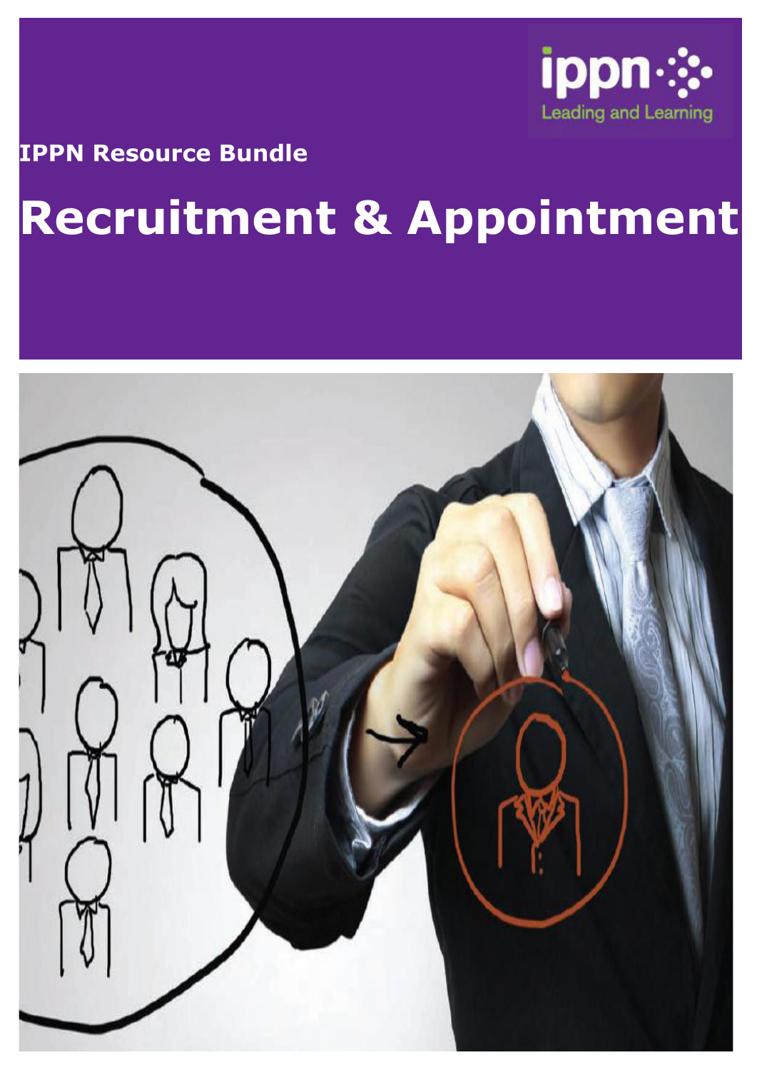ippn Leading and Learning

IPPN Resource Bundle

# Recruitment & Appointment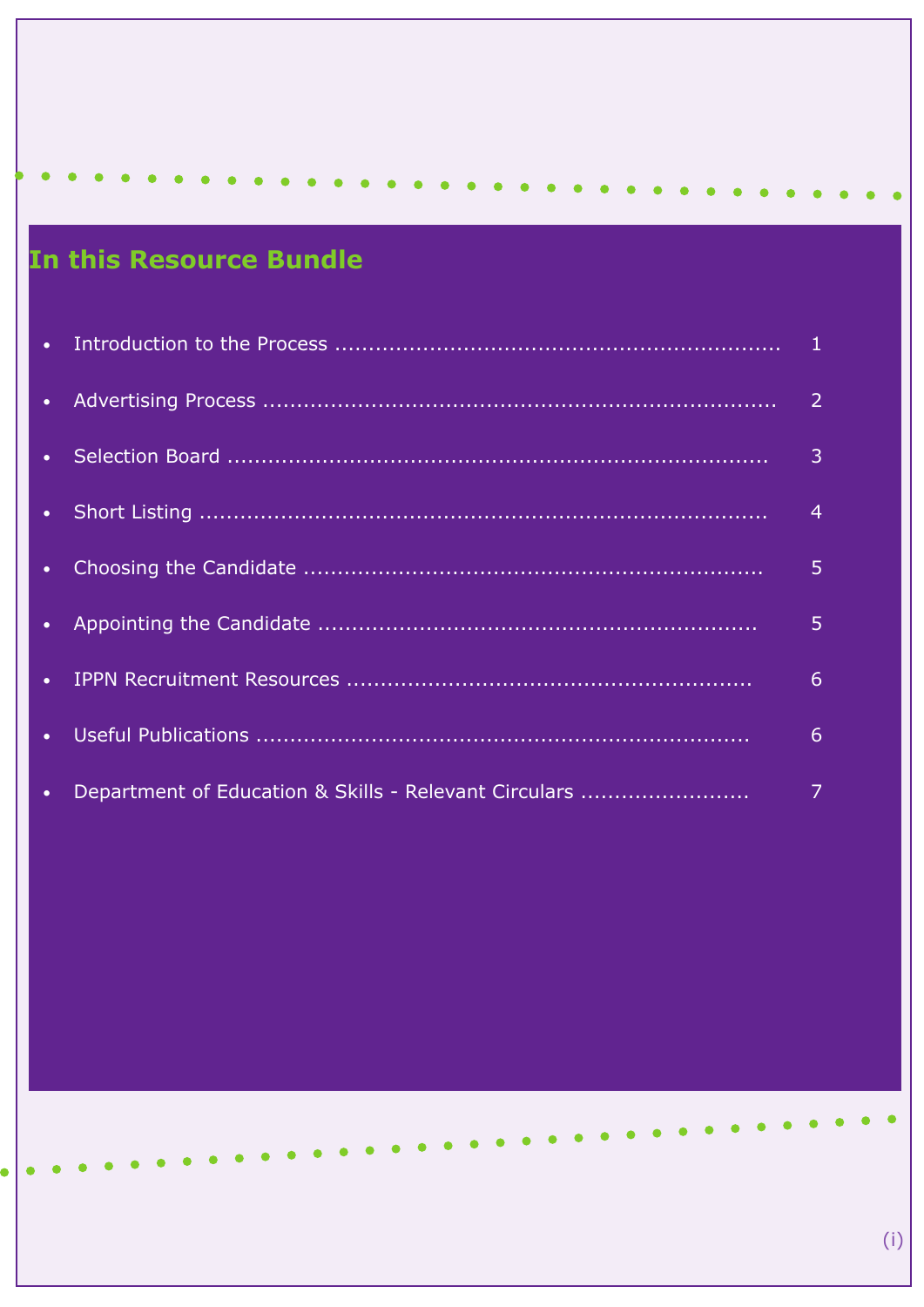## In this Resource Bundle

- Introduction to the Process ................................................................ 1
- Advertising Process ........................................................................ 2
- Selection Board ............................................................................ 3
- Short Listing ................................................................................ 4
- Choosing the Candidate ................................................................. 5
- Appointing the Candidate ............................................................... 5
- IPPN Recruitment Resources .......................................................... 6
- Useful Publications ....................................................................... 6
- Department of Education & Skills - Relevant Circulars ......................... 7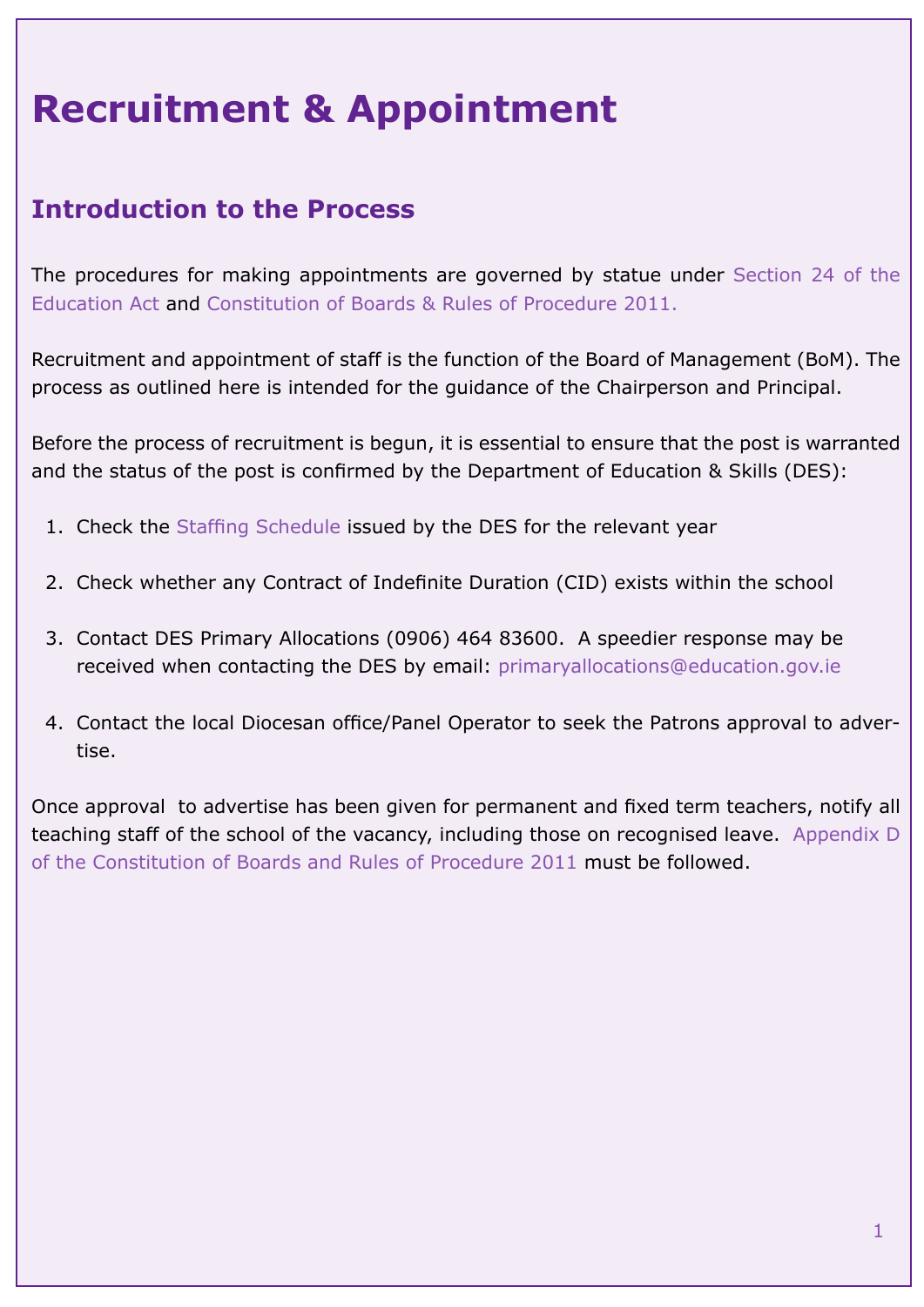# Recruitment & Appointment

## Introduction to the Process

The procedures for making appointments are governed by statue under Section 24 of the Education Act and Constitution of Boards & Rules of Procedure 2011.

Recruitment and appointment of staff is the function of the Board of Management (BoM). The process as outlined here is intended for the guidance of the Chairperson and Principal.

Before the process of recruitment is begun, it is essential to ensure that the post is warranted and the status of the post is confirmed by the Department of Education & Skills (DES):

1. Check the Staffing Schedule issued by the DES for the relevant year
2. Check whether any Contract of Indefinite Duration (CID) exists within the school
3. Contact DES Primary Allocations (0906) 464 83600. A speedier response may be received when contacting the DES by email: primaryallocations@education.gov.ie
4. Contact the local Diocesan office/Panel Operator to seek the Patrons approval to advertise.

Once approval to advertise has been given for permanent and fixed term teachers, notify all teaching staff of the school of the vacancy, including those on recognised leave. Appendix D of the Constitution of Boards and Rules of Procedure 2011 must be followed.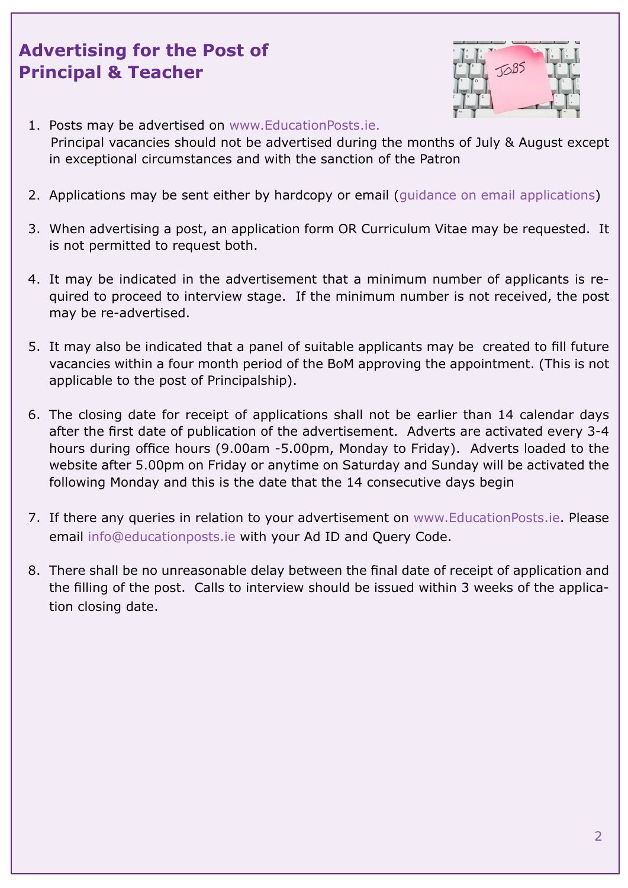## Advertising for the Post of Principal & Teacher

1. Posts may be advertised on www.EducationPosts.ie.
   Principal vacancies should not be advertised during the months of July & August except in exceptional circumstances and with the sanction of the Patron

2. Applications may be sent either by hardcopy or email (guidance on email applications)

3. When advertising a post, an application form OR Curriculum Vitae may be requested. It is not permitted to request both.

4. It may be indicated in the advertisement that a minimum number of applicants is required to proceed to interview stage. If the minimum number is not received, the post may be re-advertised.

5. It may also be indicated that a panel of suitable applicants may be created to fill future vacancies within a four month period of the BoM approving the appointment. (This is not applicable to the post of Principalship).

6. The closing date for receipt of applications shall not be earlier than 14 calendar days after the first date of publication of the advertisement. Adverts are activated every 3-4 hours during office hours (9.00am -5.00pm, Monday to Friday). Adverts loaded to the website after 5.00pm on Friday or anytime on Saturday and Sunday will be activated the following Monday and this is the date that the 14 consecutive days begin

7. If there any queries in relation to your advertisement on www.EducationPosts.ie. Please email info@educationposts.ie with your Ad ID and Query Code.

8. There shall be no unreasonable delay between the final date of receipt of application and the filling of the post. Calls to interview should be issued within 3 weeks of the application closing date.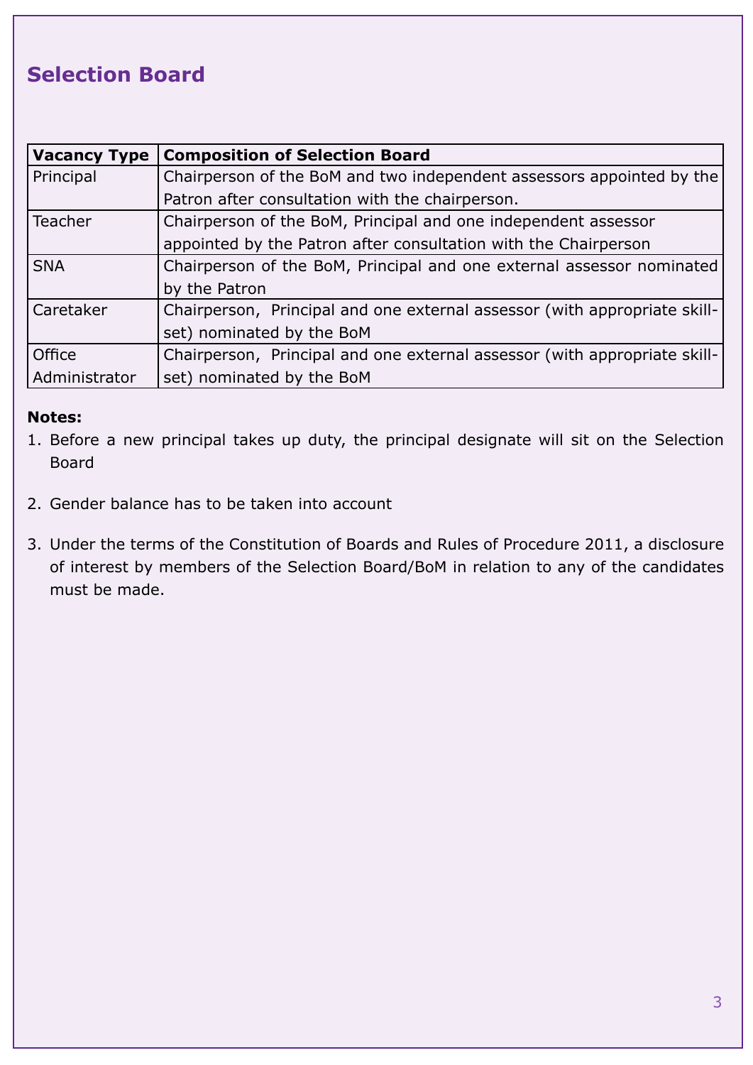## Selection Board

| Vacancy Type | Composition of Selection Board |
|---|---|
| Principal | Chairperson of the BoM and two independent assessors appointed by the Patron after consultation with the chairperson. |
| Teacher | Chairperson of the BoM, Principal and one independent assessor appointed by the Patron after consultation with the Chairperson |
| SNA | Chairperson of the BoM, Principal and one external assessor nominated by the Patron |
| Caretaker | Chairperson, Principal and one external assessor (with appropriate skill-set) nominated by the BoM |
| Office Administrator | Chairperson, Principal and one external assessor (with appropriate skill-set) nominated by the BoM |

**Notes:**

1. Before a new principal takes up duty, the principal designate will sit on the Selection Board

2. Gender balance has to be taken into account

3. Under the terms of the Constitution of Boards and Rules of Procedure 2011, a disclosure of interest by members of the Selection Board/BoM in relation to any of the candidates must be made.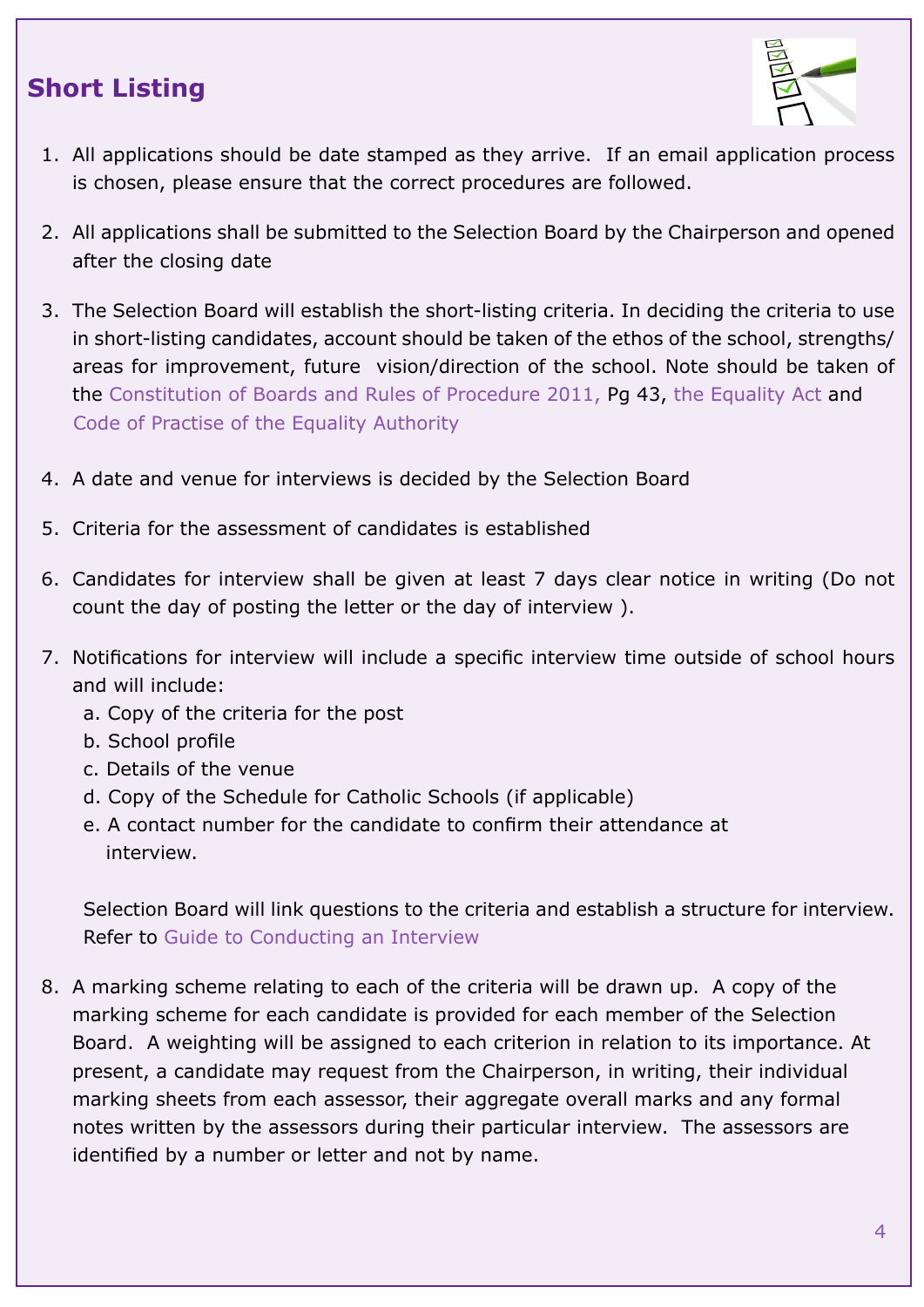## Short Listing

1. All applications should be date stamped as they arrive.  If an email application process is chosen, please ensure that the correct procedures are followed.

2. All applications shall be submitted to the Selection Board by the Chairperson and opened after the closing date

3. The Selection Board will establish the short-listing criteria. In deciding the criteria to use in short-listing candidates, account should be taken of the ethos of the school, strengths/ areas for improvement, future vision/direction of the school. Note should be taken of the Constitution of Boards and Rules of Procedure 2011, Pg 43, the Equality Act and Code of Practise of the Equality Authority

4. A date and venue for interviews is decided by the Selection Board

5. Criteria for the assessment of candidates is established

6. Candidates for interview shall be given at least 7 days clear notice in writing (Do not count the day of posting the letter or the day of interview ).

7. Notifications for interview will include a specific interview time outside of school hours and will include:
   a. Copy of the criteria for the post
   b. School profile
   c. Details of the venue
   d. Copy of the Schedule for Catholic Schools (if applicable)
   e. A contact number for the candidate to confirm their attendance at interview.

   Selection Board will link questions to the criteria and establish a structure for interview. Refer to Guide to Conducting an Interview

8. A marking scheme relating to each of the criteria will be drawn up.  A copy of the marking scheme for each candidate is provided for each member of the Selection Board.  A weighting will be assigned to each criterion in relation to its importance. At present, a candidate may request from the Chairperson, in writing, their individual marking sheets from each assessor, their aggregate overall marks and any formal notes written by the assessors during their particular interview.  The assessors are identified by a number or letter and not by name.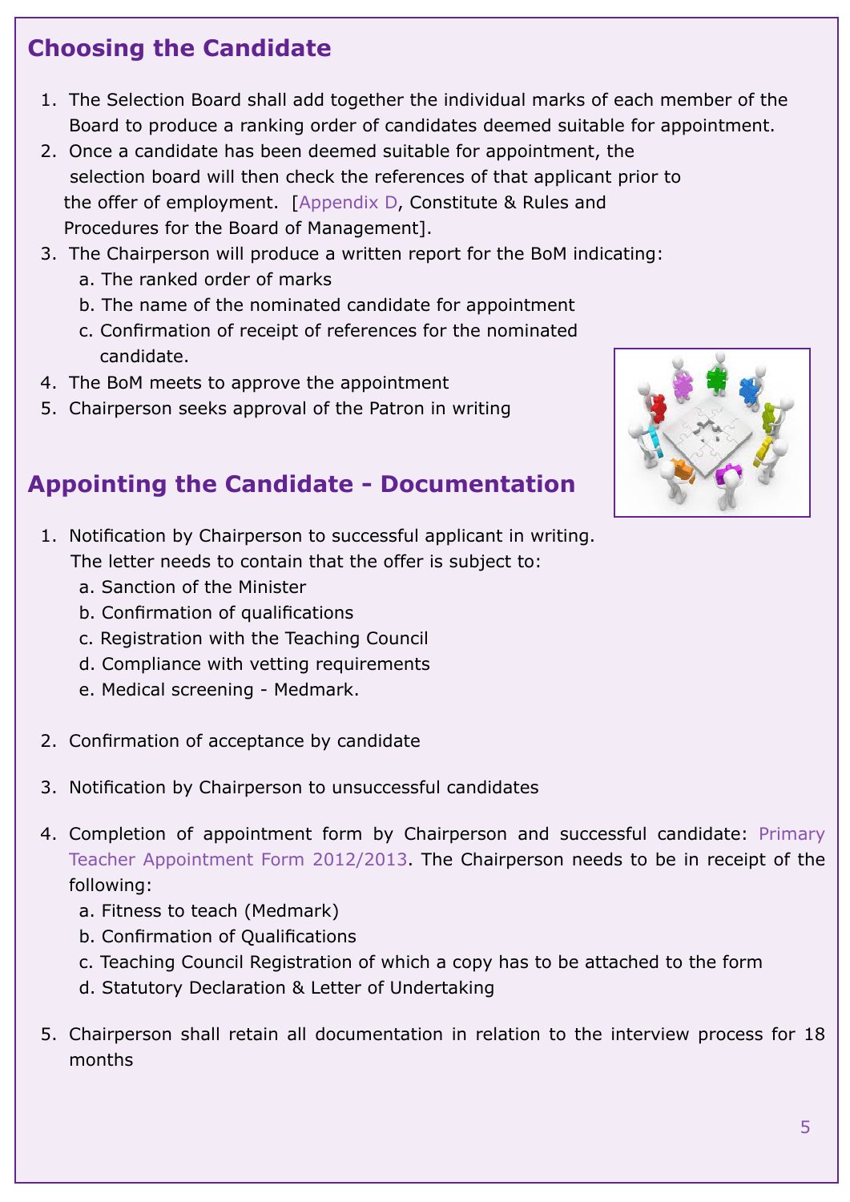## Choosing the Candidate

1. The Selection Board shall add together the individual marks of each member of the Board to produce a ranking order of candidates deemed suitable for appointment.
2. Once a candidate has been deemed suitable for appointment, the selection board will then check the references of that applicant prior to the offer of employment. [Appendix D, Constitute & Rules and Procedures for the Board of Management].
3. The Chairperson will produce a written report for the BoM indicating:
   a. The ranked order of marks
   b. The name of the nominated candidate for appointment
   c. Confirmation of receipt of references for the nominated candidate.
4. The BoM meets to approve the appointment
5. Chairperson seeks approval of the Patron in writing

## Appointing the Candidate - Documentation

1. Notification by Chairperson to successful applicant in writing. The letter needs to contain that the offer is subject to:
   a. Sanction of the Minister
   b. Confirmation of qualifications
   c. Registration with the Teaching Council
   d. Compliance with vetting requirements
   e. Medical screening - Medmark.

2. Confirmation of acceptance by candidate

3. Notification by Chairperson to unsuccessful candidates

4. Completion of appointment form by Chairperson and successful candidate: Primary Teacher Appointment Form 2012/2013. The Chairperson needs to be in receipt of the following:
   a. Fitness to teach (Medmark)
   b. Confirmation of Qualifications
   c. Teaching Council Registration of which a copy has to be attached to the form
   d. Statutory Declaration & Letter of Undertaking

5. Chairperson shall retain all documentation in relation to the interview process for 18 months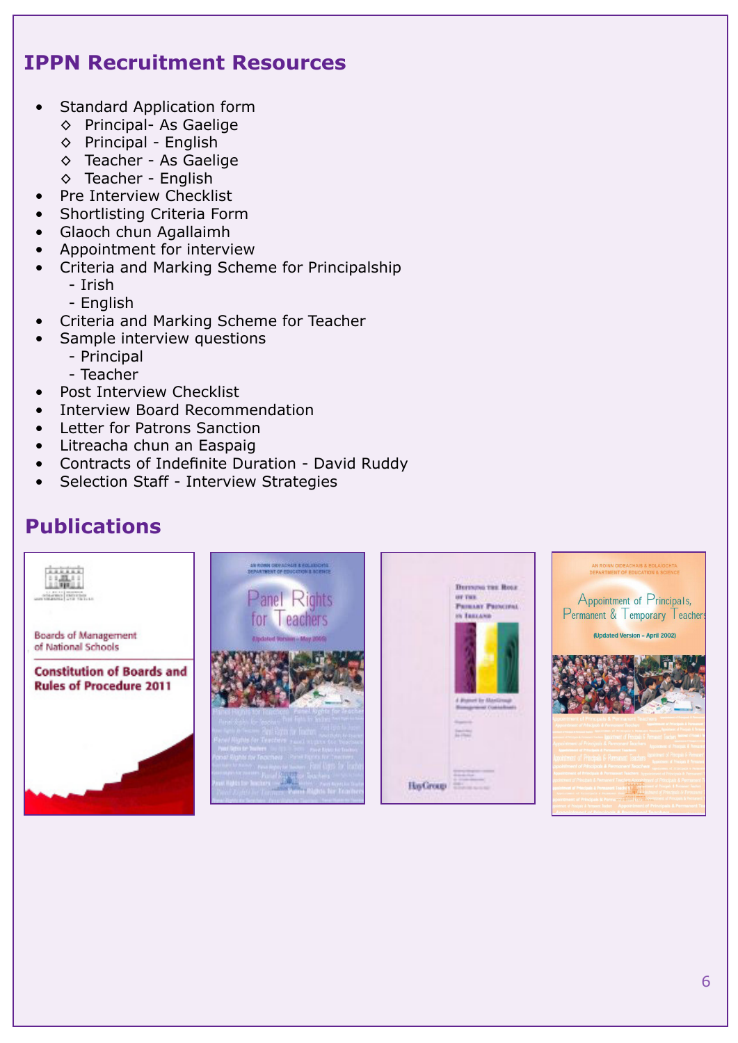## IPPN Recruitment Resources

- Standard Application form
  - ◇ Principal- As Gaelige
  - ◇ Principal - English
  - ◇ Teacher - As Gaelige
  - ◇ Teacher - English
- Pre Interview Checklist
- Shortlisting Criteria Form
- Glaoch chun Agallaimh
- Appointment for interview
- Criteria and Marking Scheme for Principalship
  - Irish
  - English
- Criteria and Marking Scheme for Teacher
- Sample interview questions
  - Principal
  - Teacher
- Post Interview Checklist
- Interview Board Recommendation
- Letter for Patrons Sanction
- Litreacha chun an Easpaig
- Contracts of Indefinite Duration - David Ruddy
- Selection Staff - Interview Strategies

## Publications

Boards of Management of National Schools

Constitution of Boards and Rules of Procedure 2011

An Roinn Oideachais & Eolaíochta
Department of Education & Science

Panel Rights for Teachers

(Updated Version – May 2005)

Defining the Role of the Primary Principal in Ireland

A Report by HayGroup Management Consultants

HayGroup

An Roinn Oideachais & Eolaíochta
Department of Education & Science

Appointment of Principals, Permanent & Temporary Teachers

(Updated Version – April 2002)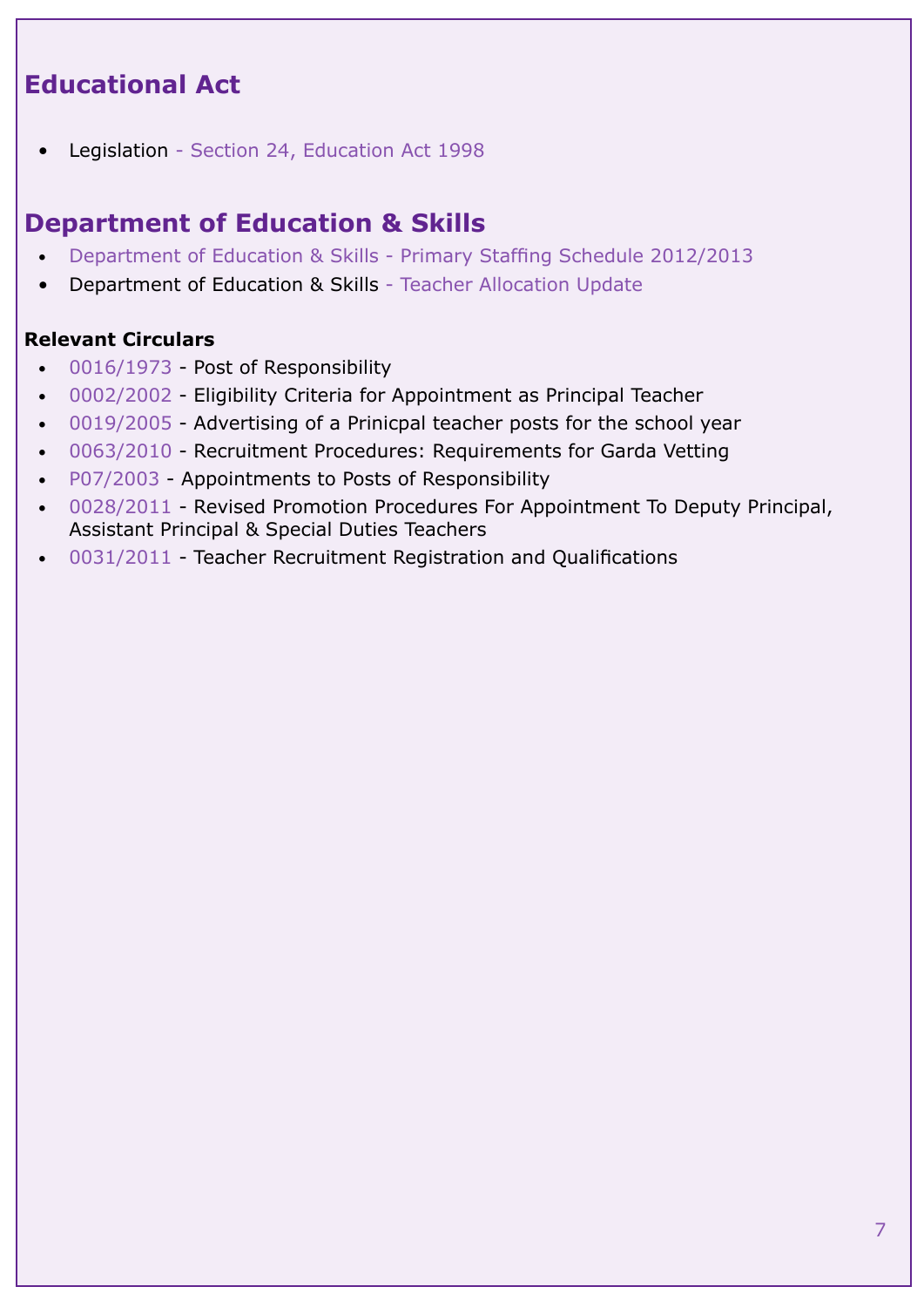## Educational Act

- Legislation - Section 24, Education Act 1998

## Department of Education & Skills

- Department of Education & Skills - Primary Staffing Schedule 2012/2013
- Department of Education & Skills - Teacher Allocation Update

**Relevant Circulars**

- 0016/1973 - Post of Responsibility
- 0002/2002 - Eligibility Criteria for Appointment as Principal Teacher
- 0019/2005 - Advertising of a Prinicpal teacher posts for the school year
- 0063/2010 - Recruitment Procedures: Requirements for Garda Vetting
- P07/2003 - Appointments to Posts of Responsibility
- 0028/2011 - Revised Promotion Procedures For Appointment To Deputy Principal, Assistant Principal & Special Duties Teachers
- 0031/2011 - Teacher Recruitment Registration and Qualifications